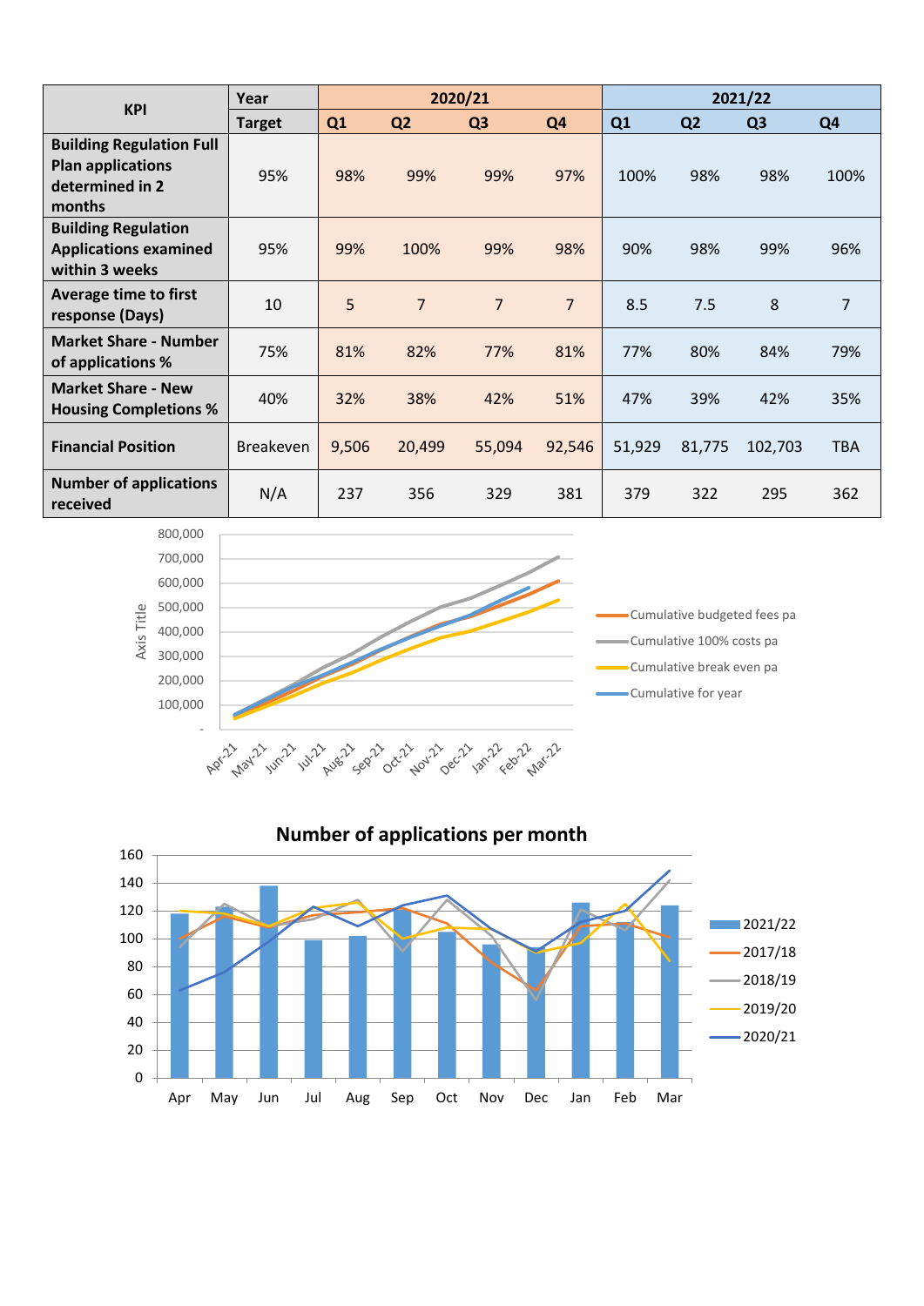| KPI | Year | 2020/21 | | | | 2021/22 | | | |
|---|---|---|---|---|---|---|---|---|---|
| | Target | Q1 | Q2 | Q3 | Q4 | Q1 | Q2 | Q3 | Q4 |
| **Building Regulation Full Plan applications determined in 2 months** | 95% | 98% | 99% | 99% | 97% | 100% | 98% | 98% | 100% |
| **Building Regulation Applications examined within 3 weeks** | 95% | 99% | 100% | 99% | 98% | 90% | 98% | 99% | 96% |
| **Average time to first response (Days)** | 10 | 5 | 7 | 7 | 7 | 8.5 | 7.5 | 8 | 7 |
| **Market Share - Number of applications %** | 75% | 81% | 82% | 77% | 81% | 77% | 80% | 84% | 79% |
| **Market Share - New Housing Completions %** | 40% | 32% | 38% | 42% | 51% | 47% | 39% | 42% | 35% |
| **Financial Position** | Breakeven | 9,506 | 20,499 | 55,094 | 92,546 | 51,929 | 81,775 | 102,703 | TBA |
| **Number of applications received** | N/A | 237 | 356 | 329 | 381 | 379 | 322 | 295 | 362 |

Cumulative budgeted fees pa

Cumulative 100% costs pa

Cumulative break even pa

Cumulative for year

**Number of applications per month**

2021/22

2017/18

2018/19

2019/20

2020/21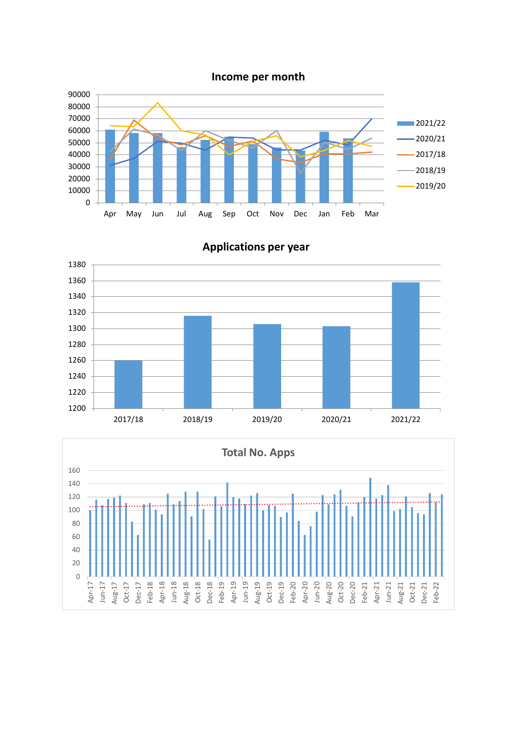## Income per month

Legend: 2021/22, 2020/21, 2017/18, 2018/19, 2019/20

Months: Apr, May, Jun, Jul, Aug, Sep, Oct, Nov, Dec, Jan, Feb, Mar

## Applications per year

Years: 2017/18, 2018/19, 2019/20, 2020/21, 2021/22

## Total No. Apps

Months: Apr-17 to Feb-22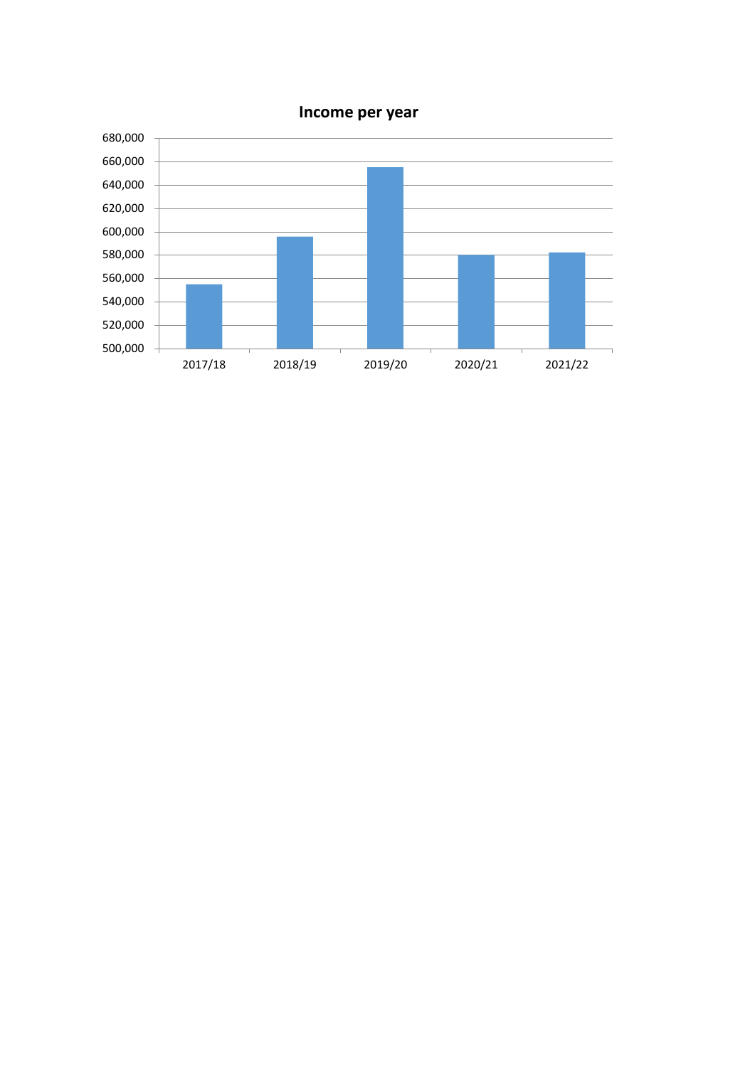**Income per year**

680,000
660,000
640,000
620,000
600,000
580,000
560,000
540,000
520,000
500,000

2017/18
2018/19
2019/20
2020/21
2021/22